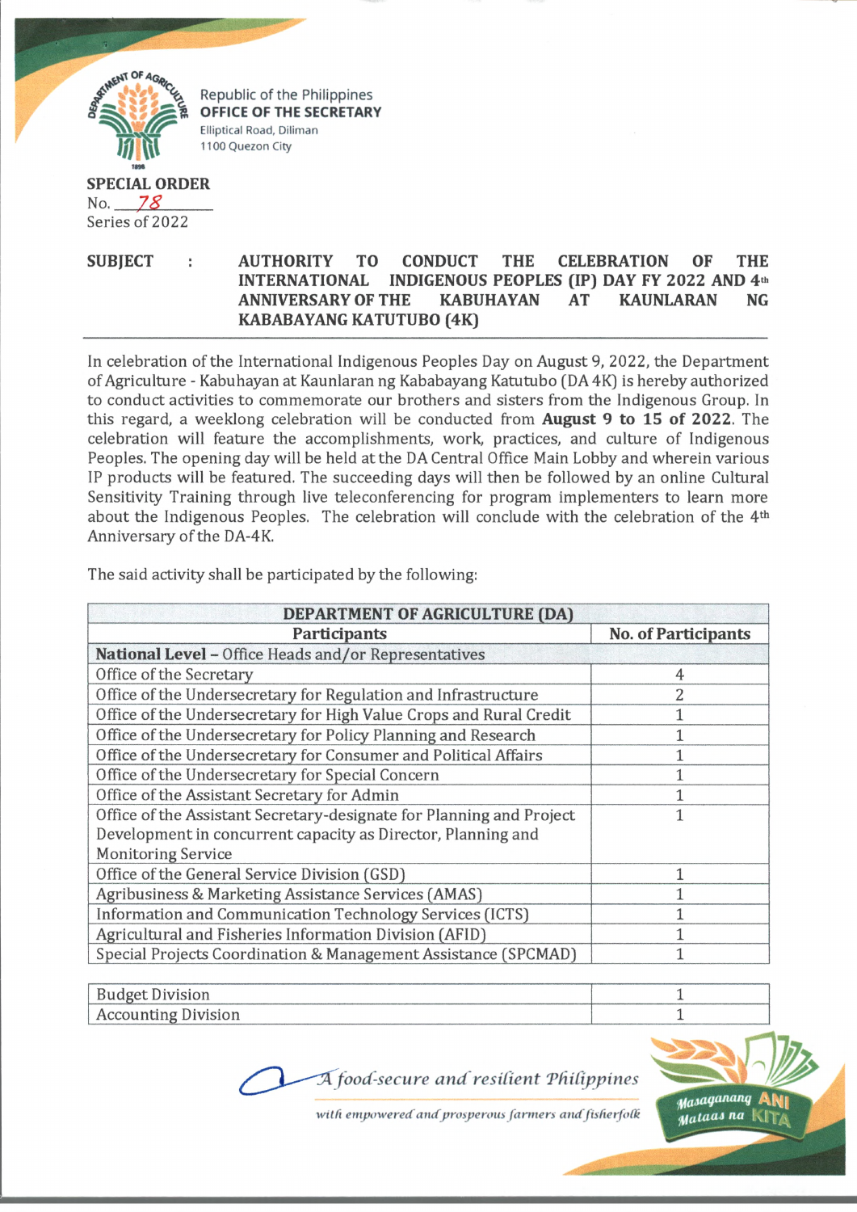Republic of the Philippines
**OFFICE OF THE SECRETARY**
Elliptical Road, Diliman
1100 Quezon City

**SPECIAL ORDER**
No. 78
Series of 2022

**SUBJECT : AUTHORITY TO CONDUCT THE CELEBRATION OF THE INTERNATIONAL INDIGENOUS PEOPLES (IP) DAY FY 2022 AND 4th ANNIVERSARY OF THE KABUHAYAN AT KAUNLARAN NG KABABAYANG KATUTUBO (4K)**

In celebration of the International Indigenous Peoples Day on August 9, 2022, the Department of Agriculture - Kabuhayan at Kaunlaran ng Kababayang Katutubo (DA 4K) is hereby authorized to conduct activities to commemorate our brothers and sisters from the Indigenous Group. In this regard, a weeklong celebration will be conducted from **August 9 to 15 of 2022**. The celebration will feature the accomplishments, work, practices, and culture of Indigenous Peoples. The opening day will be held at the DA Central Office Main Lobby and wherein various IP products will be featured. The succeeding days will then be followed by an online Cultural Sensitivity Training through live teleconferencing for program implementers to learn more about the Indigenous Peoples. The celebration will conclude with the celebration of the 4th Anniversary of the DA-4K.

The said activity shall be participated by the following:

| **DEPARTMENT OF AGRICULTURE (DA)** | |
|---|---|
| **Participants** | **No. of Participants** |
| **National Level** – Office Heads and/or Representatives | |
| Office of the Secretary | 4 |
| Office of the Undersecretary for Regulation and Infrastructure | 2 |
| Office of the Undersecretary for High Value Crops and Rural Credit | 1 |
| Office of the Undersecretary for Policy Planning and Research | 1 |
| Office of the Undersecretary for Consumer and Political Affairs | 1 |
| Office of the Undersecretary for Special Concern | 1 |
| Office of the Assistant Secretary for Admin | 1 |
| Office of the Assistant Secretary-designate for Planning and Project Development in concurrent capacity as Director, Planning and Monitoring Service | 1 |
| Office of the General Service Division (GSD) | 1 |
| Agribusiness & Marketing Assistance Services (AMAS) | 1 |
| Information and Communication Technology Services (ICTS) | 1 |
| Agricultural and Fisheries Information Division (AFID) | 1 |
| Special Projects Coordination & Management Assistance (SPCMAD) | 1 |
| Budget Division | 1 |
| Accounting Division | 1 |

*A food-secure and resilient Philippines*
*with empowered and prosperous farmers and fisherfolk*

Masaganang ANI Mataas na KITA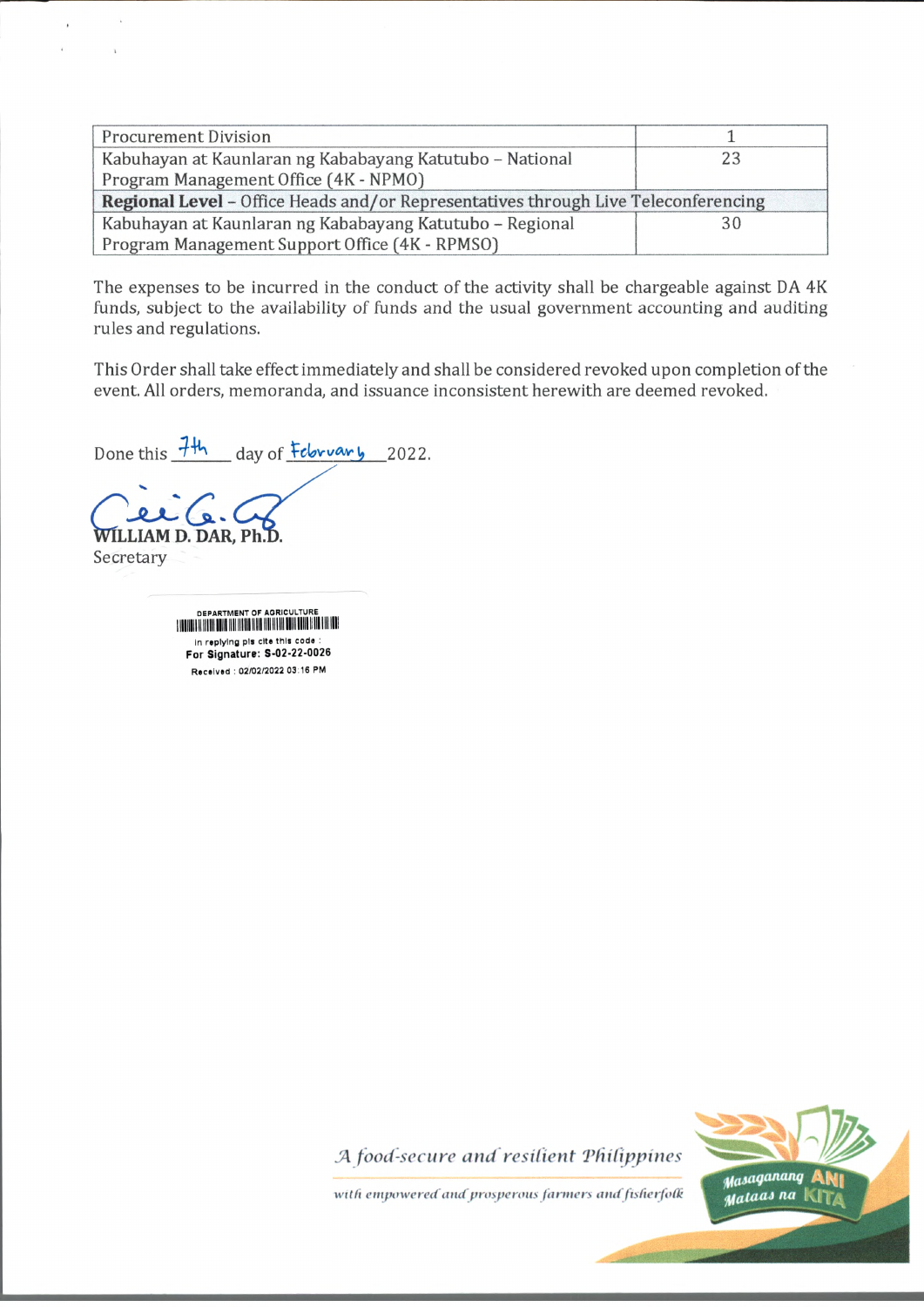| | |
|---|---|
| Procurement Division | 1 |
| Kabuhayan at Kaunlaran ng Kababayang Katutubo – National Program Management Office (4K - NPMO) | 23 |
| **Regional Level** – Office Heads and/or Representatives through Live Teleconferencing | |
| Kabuhayan at Kaunlaran ng Kababayang Katutubo – Regional Program Management Support Office (4K - RPMSO) | 30 |

The expenses to be incurred in the conduct of the activity shall be chargeable against DA 4K funds, subject to the availability of funds and the usual government accounting and auditing rules and regulations.

This Order shall take effect immediately and shall be considered revoked upon completion of the event. All orders, memoranda, and issuance inconsistent herewith are deemed revoked.

Done this 7th day of February 2022.

**WILLIAM D. DAR, Ph.D.**
Secretary

DEPARTMENT OF AGRICULTURE
In replying pls cite this code :
**For Signature: S-02-22-0026**
Received : 02/02/2022 03:16 PM

*A food-secure and resilient Philippines*
*with empowered and prosperous farmers and fisherfolk*

Masaganang ANI Mataas na KITA